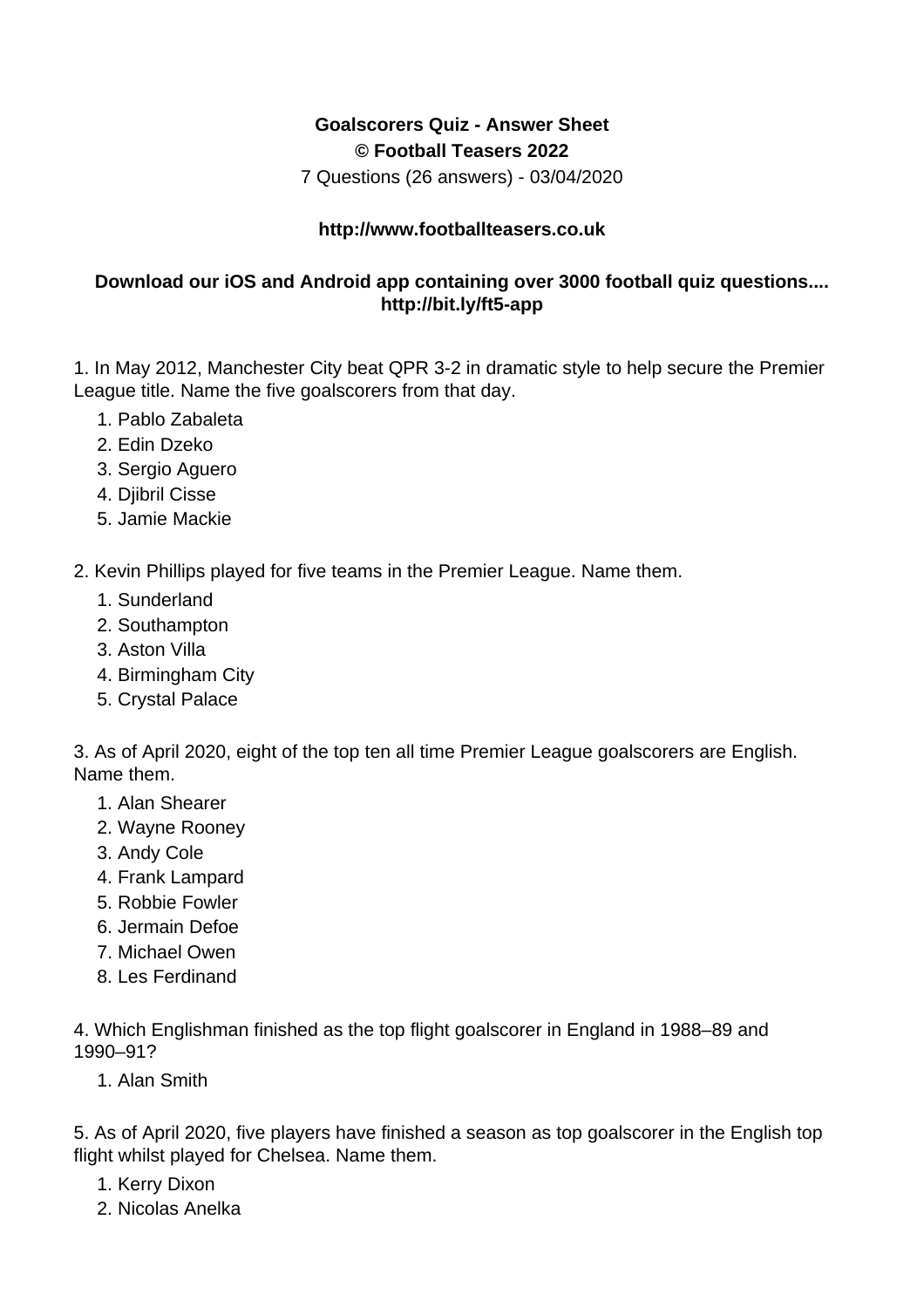**Goalscorers Quiz - Answer Sheet**
**© Football Teasers 2022**
7 Questions (26 answers) - 03/04/2020

**http://www.footballteasers.co.uk**

**Download our iOS and Android app containing over 3000 football quiz questions.... http://bit.ly/ft5-app**

1. In May 2012, Manchester City beat QPR 3-2 in dramatic style to help secure the Premier League title. Name the five goalscorers from that day.

   1. Pablo Zabaleta
   2. Edin Dzeko
   3. Sergio Aguero
   4. Djibril Cisse
   5. Jamie Mackie

2. Kevin Phillips played for five teams in the Premier League. Name them.

   1. Sunderland
   2. Southampton
   3. Aston Villa
   4. Birmingham City
   5. Crystal Palace

3. As of April 2020, eight of the top ten all time Premier League goalscorers are English. Name them.

   1. Alan Shearer
   2. Wayne Rooney
   3. Andy Cole
   4. Frank Lampard
   5. Robbie Fowler
   6. Jermain Defoe
   7. Michael Owen
   8. Les Ferdinand

4. Which Englishman finished as the top flight goalscorer in England in 1988–89 and 1990–91?

   1. Alan Smith

5. As of April 2020, five players have finished a season as top goalscorer in the English top flight whilst played for Chelsea. Name them.

   1. Kerry Dixon
   2. Nicolas Anelka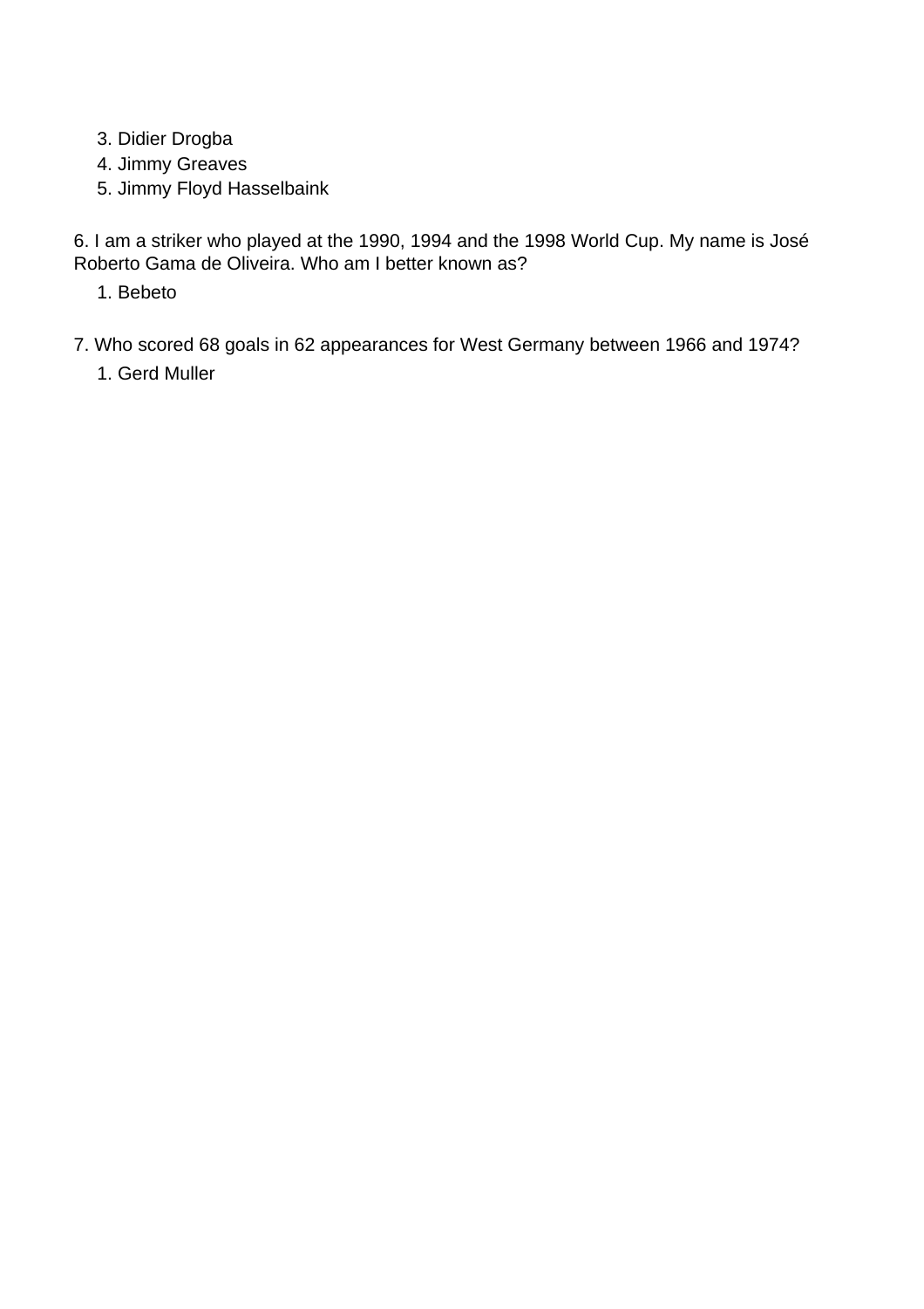3. Didier Drogba
4. Jimmy Greaves
5. Jimmy Floyd Hasselbaink

6. I am a striker who played at the 1990, 1994 and the 1998 World Cup. My name is José Roberto Gama de Oliveira. Who am I better known as?

1. Bebeto

7. Who scored 68 goals in 62 appearances for West Germany between 1966 and 1974?

1. Gerd Muller